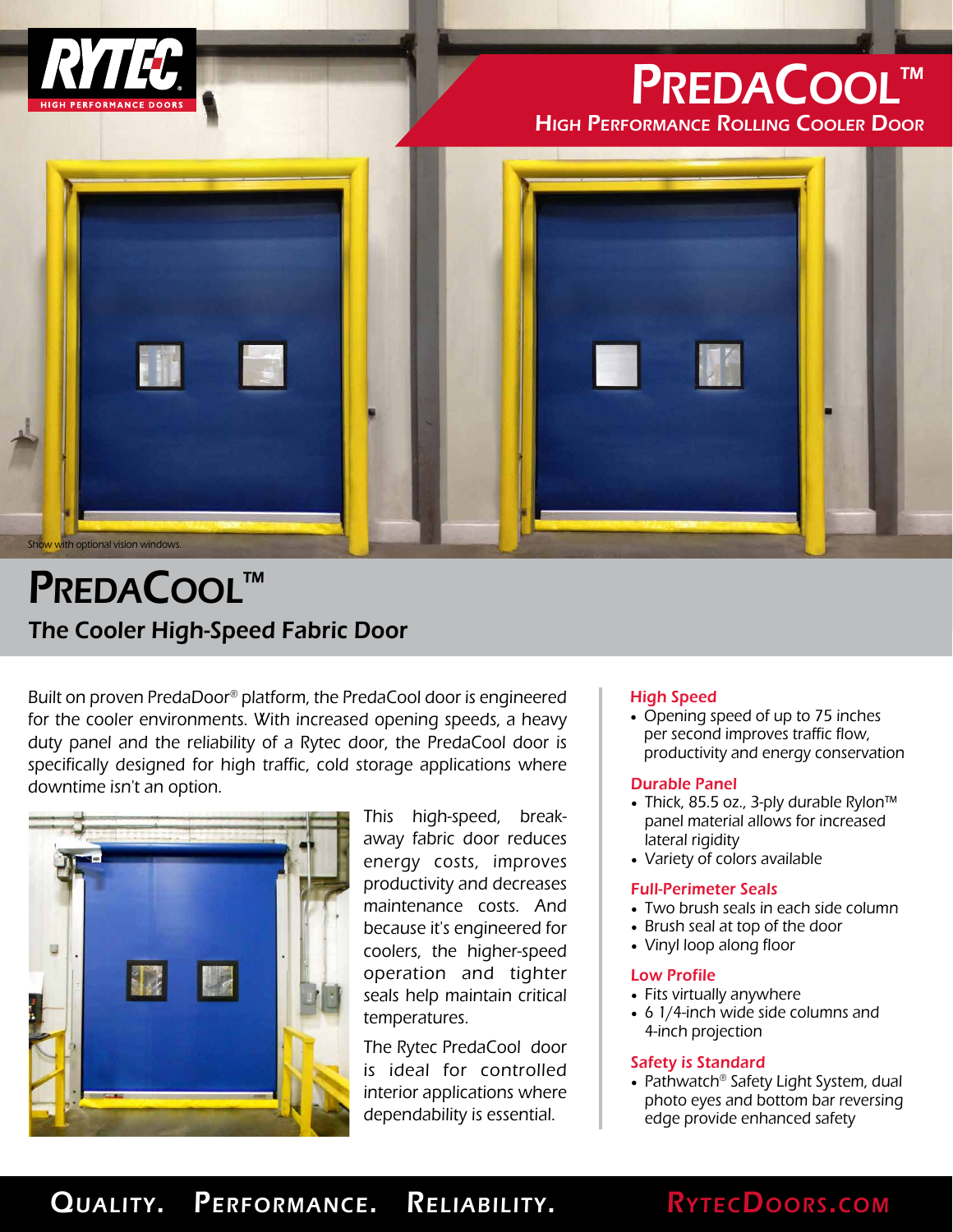RYTEC HIGH PERFORMANCE DOORS

# PredaCool™

## High Performance Rolling Cooler Door

Show with optional vision windows.

# PredaCool™

## The Cooler High-Speed Fabric Door

Built on proven PredaDoor® platform, the PredaCool door is engineered for the cooler environments. With increased opening speeds, a heavy duty panel and the reliability of a Rytec door, the PredaCool door is specifically designed for high traffic, cold storage applications where downtime isn't an option.

This high-speed, break-away fabric door reduces energy costs, improves productivity and decreases maintenance costs. And because it's engineered for coolers, the higher-speed operation and tighter seals help maintain critical temperatures.

The Rytec PredaCool door is ideal for controlled interior applications where dependability is essential.

### High Speed

- Opening speed of up to 75 inches per second improves traffic flow, productivity and energy conservation

### Durable Panel

- Thick, 85.5 oz., 3-ply durable Rylon™ panel material allows for increased lateral rigidity
- Variety of colors available

### Full-Perimeter Seals

- Two brush seals in each side column
- Brush seal at top of the door
- Vinyl loop along floor

### Low Profile

- Fits virtually anywhere
- 6 1/4-inch wide side columns and 4-inch projection

### Safety is Standard

- Pathwatch® Safety Light System, dual photo eyes and bottom bar reversing edge provide enhanced safety

**Quality. Performance. Reliability.** RytecDoors.com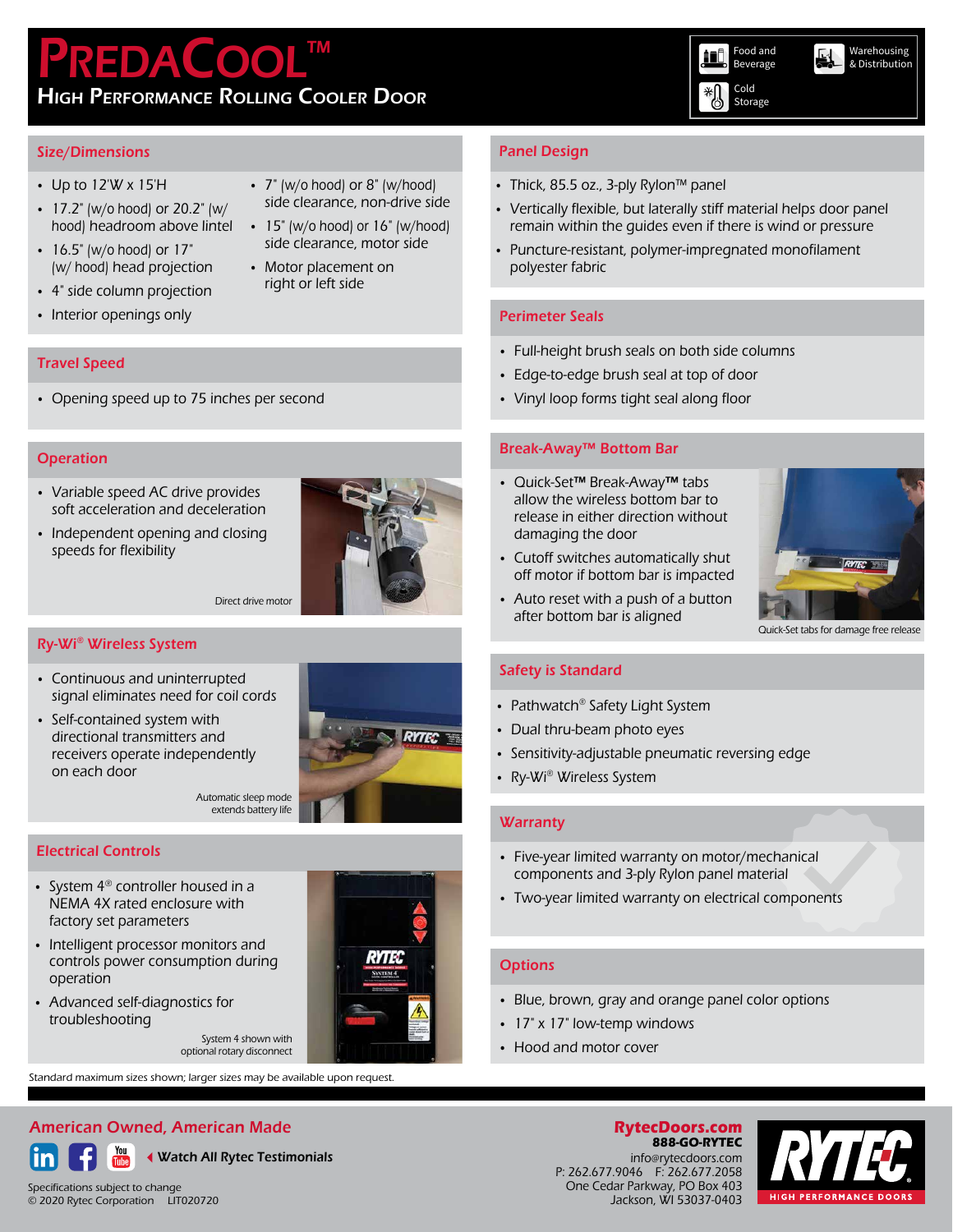# PredaCool™

## High Performance Rolling Cooler Door

Food and Beverage
Warehousing & Distribution
Cold Storage

### Size/Dimensions

- Up to 12'W x 15'H
- 17.2" (w/o hood) or 20.2" (w/ hood) headroom above lintel
- 16.5" (w/o hood) or 17" (w/ hood) head projection
- 4" side column projection
- Interior openings only
- 7" (w/o hood) or 8" (w/hood) side clearance, non-drive side
- 15" (w/o hood) or 16" (w/hood) side clearance, motor side
- Motor placement on right or left side

### Travel Speed

- Opening speed up to 75 inches per second

### Operation

- Variable speed AC drive provides soft acceleration and deceleration
- Independent opening and closing speeds for flexibility

Direct drive motor

### Ry-Wi® Wireless System

- Continuous and uninterrupted signal eliminates need for coil cords
- Self-contained system with directional transmitters and receivers operate independently on each door

Automatic sleep mode extends battery life

### Electrical Controls

- System 4® controller housed in a NEMA 4X rated enclosure with factory set parameters
- Intelligent processor monitors and controls power consumption during operation
- Advanced self-diagnostics for troubleshooting

System 4 shown with optional rotary disconnect

### Panel Design

- Thick, 85.5 oz., 3-ply Rylon™ panel
- Vertically flexible, but laterally stiff material helps door panel remain within the guides even if there is wind or pressure
- Puncture-resistant, polymer-impregnated monofilament polyester fabric

### Perimeter Seals

- Full-height brush seals on both side columns
- Edge-to-edge brush seal at top of door
- Vinyl loop forms tight seal along floor

### Break-Away™ Bottom Bar

- Quick-Set™ Break-Away™ tabs allow the wireless bottom bar to release in either direction without damaging the door
- Cutoff switches automatically shut off motor if bottom bar is impacted
- Auto reset with a push of a button after bottom bar is aligned

Quick-Set tabs for damage free release

### Safety is Standard

- Pathwatch® Safety Light System
- Dual thru-beam photo eyes
- Sensitivity-adjustable pneumatic reversing edge
- Ry-Wi® Wireless System

### Warranty

- Five-year limited warranty on motor/mechanical components and 3-ply Rylon panel material
- Two-year limited warranty on electrical components

### Options

- Blue, brown, gray and orange panel color options
- 17" x 17" low-temp windows
- Hood and motor cover

Standard maximum sizes shown; larger sizes may be available upon request.

**American Owned, American Made**

**Watch All Rytec Testimonials**

Specifications subject to change
© 2020 Rytec Corporation LIT020720

**RytecDoors.com**
**888-GO-RYTEC**
info@rytecdoors.com
P: 262.677.9046 F: 262.677.2058
One Cedar Parkway, PO Box 403
Jackson, WI 53037-0403

RYTEC HIGH PERFORMANCE DOORS